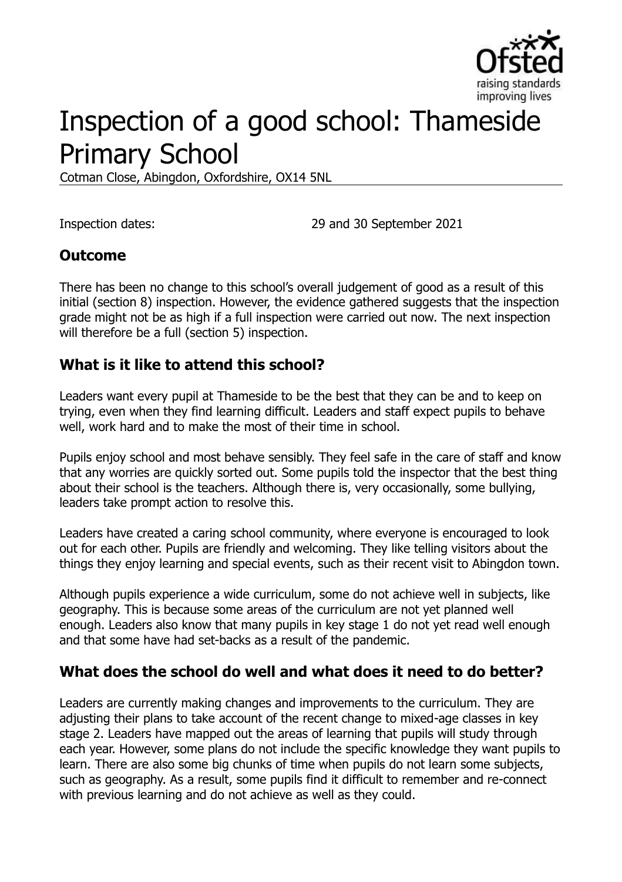# Inspection of a good school: Thameside Primary School

Cotman Close, Abingdon, Oxfordshire, OX14 5NL

Inspection dates: 29 and 30 September 2021

## Outcome

There has been no change to this school's overall judgement of good as a result of this initial (section 8) inspection. However, the evidence gathered suggests that the inspection grade might not be as high if a full inspection were carried out now. The next inspection will therefore be a full (section 5) inspection.

## What is it like to attend this school?

Leaders want every pupil at Thameside to be the best that they can be and to keep on trying, even when they find learning difficult. Leaders and staff expect pupils to behave well, work hard and to make the most of their time in school.

Pupils enjoy school and most behave sensibly. They feel safe in the care of staff and know that any worries are quickly sorted out. Some pupils told the inspector that the best thing about their school is the teachers. Although there is, very occasionally, some bullying, leaders take prompt action to resolve this.

Leaders have created a caring school community, where everyone is encouraged to look out for each other. Pupils are friendly and welcoming. They like telling visitors about the things they enjoy learning and special events, such as their recent visit to Abingdon town.

Although pupils experience a wide curriculum, some do not achieve well in subjects, like geography. This is because some areas of the curriculum are not yet planned well enough. Leaders also know that many pupils in key stage 1 do not yet read well enough and that some have had set-backs as a result of the pandemic.

## What does the school do well and what does it need to do better?

Leaders are currently making changes and improvements to the curriculum. They are adjusting their plans to take account of the recent change to mixed-age classes in key stage 2. Leaders have mapped out the areas of learning that pupils will study through each year. However, some plans do not include the specific knowledge they want pupils to learn. There are also some big chunks of time when pupils do not learn some subjects, such as geography. As a result, some pupils find it difficult to remember and re-connect with previous learning and do not achieve as well as they could.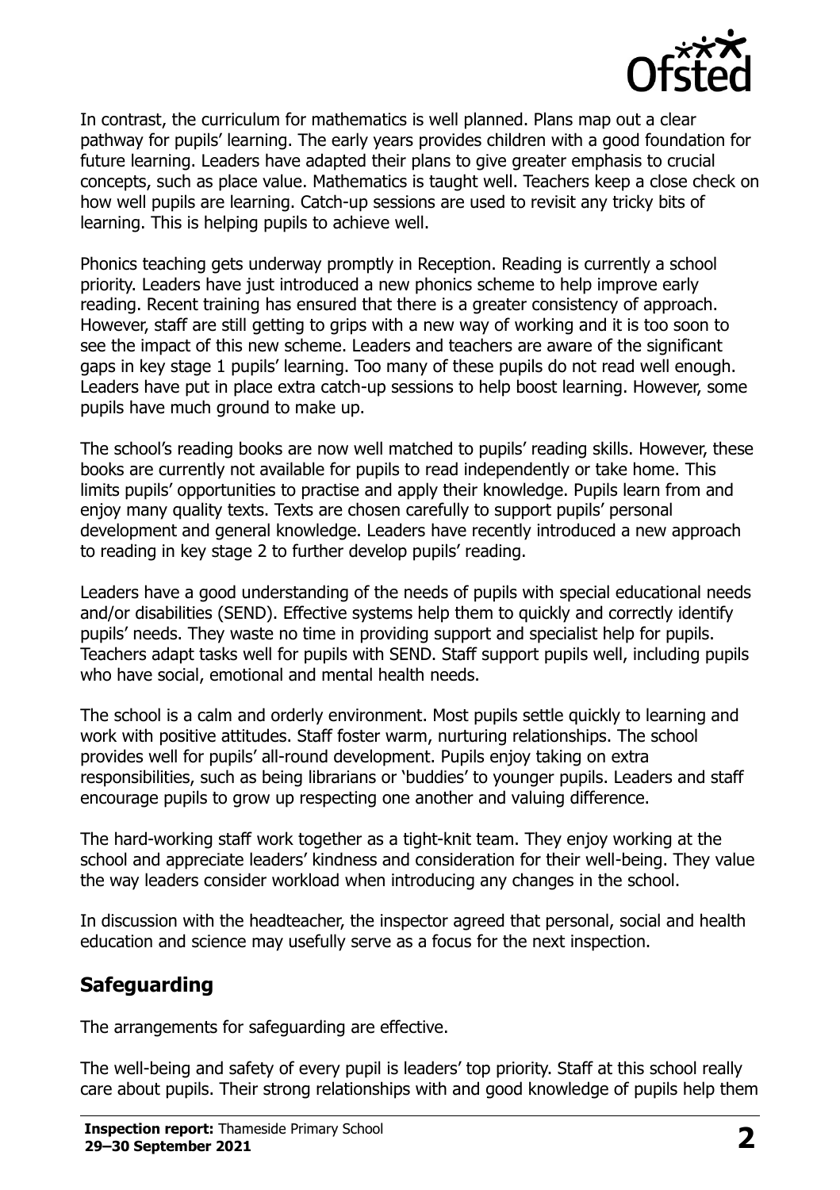In contrast, the curriculum for mathematics is well planned. Plans map out a clear pathway for pupils' learning. The early years provides children with a good foundation for future learning. Leaders have adapted their plans to give greater emphasis to crucial concepts, such as place value. Mathematics is taught well. Teachers keep a close check on how well pupils are learning. Catch-up sessions are used to revisit any tricky bits of learning. This is helping pupils to achieve well.

Phonics teaching gets underway promptly in Reception. Reading is currently a school priority. Leaders have just introduced a new phonics scheme to help improve early reading. Recent training has ensured that there is a greater consistency of approach. However, staff are still getting to grips with a new way of working and it is too soon to see the impact of this new scheme. Leaders and teachers are aware of the significant gaps in key stage 1 pupils' learning. Too many of these pupils do not read well enough. Leaders have put in place extra catch-up sessions to help boost learning. However, some pupils have much ground to make up.

The school's reading books are now well matched to pupils' reading skills. However, these books are currently not available for pupils to read independently or take home. This limits pupils' opportunities to practise and apply their knowledge. Pupils learn from and enjoy many quality texts. Texts are chosen carefully to support pupils' personal development and general knowledge. Leaders have recently introduced a new approach to reading in key stage 2 to further develop pupils' reading.

Leaders have a good understanding of the needs of pupils with special educational needs and/or disabilities (SEND). Effective systems help them to quickly and correctly identify pupils' needs. They waste no time in providing support and specialist help for pupils. Teachers adapt tasks well for pupils with SEND. Staff support pupils well, including pupils who have social, emotional and mental health needs.

The school is a calm and orderly environment. Most pupils settle quickly to learning and work with positive attitudes. Staff foster warm, nurturing relationships. The school provides well for pupils' all-round development. Pupils enjoy taking on extra responsibilities, such as being librarians or 'buddies' to younger pupils. Leaders and staff encourage pupils to grow up respecting one another and valuing difference.

The hard-working staff work together as a tight-knit team. They enjoy working at the school and appreciate leaders' kindness and consideration for their well-being. They value the way leaders consider workload when introducing any changes in the school.

In discussion with the headteacher, the inspector agreed that personal, social and health education and science may usefully serve as a focus for the next inspection.

## Safeguarding

The arrangements for safeguarding are effective.

The well-being and safety of every pupil is leaders' top priority. Staff at this school really care about pupils. Their strong relationships with and good knowledge of pupils help them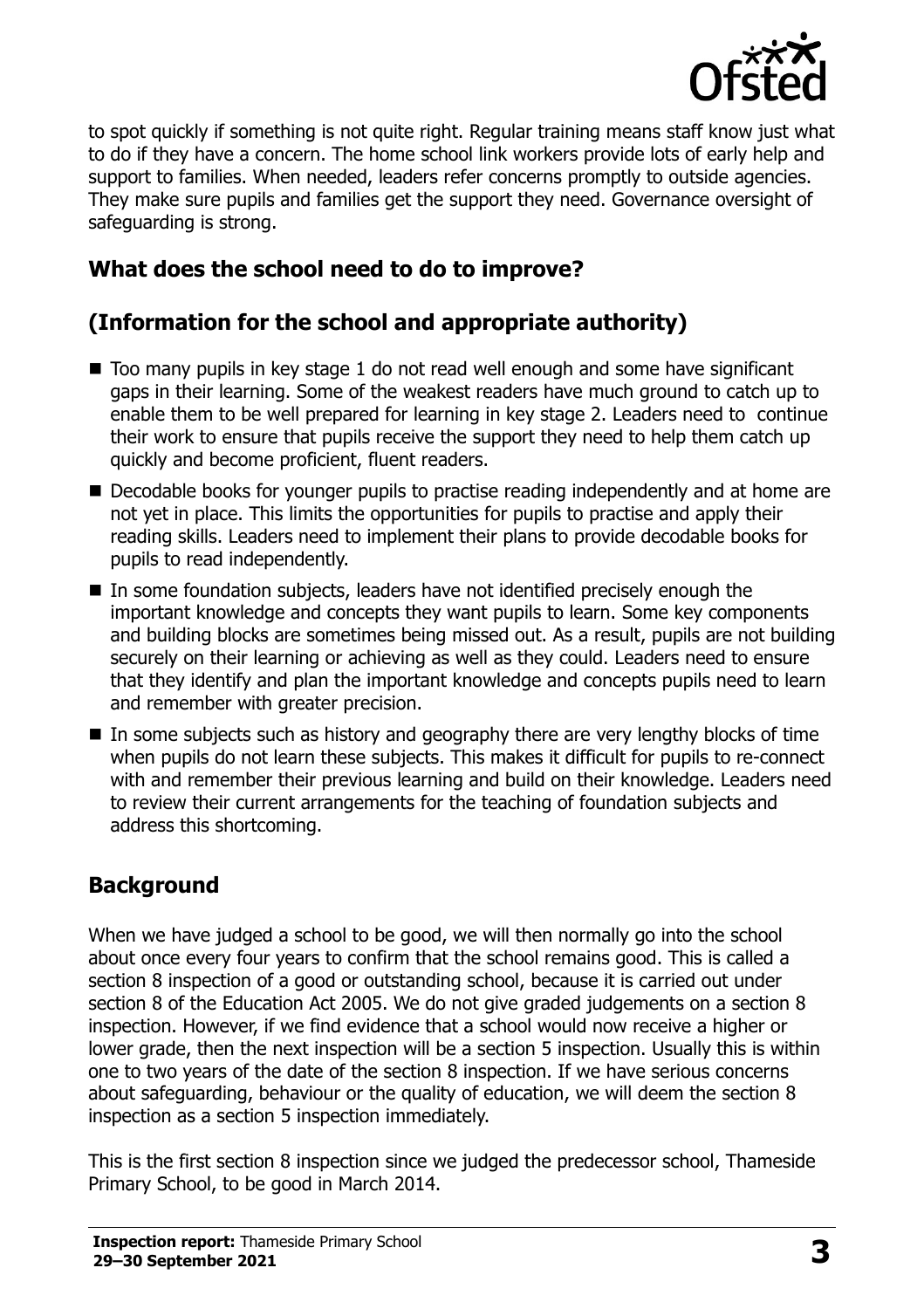to spot quickly if something is not quite right. Regular training means staff know just what to do if they have a concern. The home school link workers provide lots of early help and support to families. When needed, leaders refer concerns promptly to outside agencies. They make sure pupils and families get the support they need. Governance oversight of safeguarding is strong.

## What does the school need to do to improve?

## (Information for the school and appropriate authority)

- Too many pupils in key stage 1 do not read well enough and some have significant gaps in their learning. Some of the weakest readers have much ground to catch up to enable them to be well prepared for learning in key stage 2. Leaders need to continue their work to ensure that pupils receive the support they need to help them catch up quickly and become proficient, fluent readers.
- Decodable books for younger pupils to practise reading independently and at home are not yet in place. This limits the opportunities for pupils to practise and apply their reading skills. Leaders need to implement their plans to provide decodable books for pupils to read independently.
- In some foundation subjects, leaders have not identified precisely enough the important knowledge and concepts they want pupils to learn. Some key components and building blocks are sometimes being missed out. As a result, pupils are not building securely on their learning or achieving as well as they could. Leaders need to ensure that they identify and plan the important knowledge and concepts pupils need to learn and remember with greater precision.
- In some subjects such as history and geography there are very lengthy blocks of time when pupils do not learn these subjects. This makes it difficult for pupils to re-connect with and remember their previous learning and build on their knowledge. Leaders need to review their current arrangements for the teaching of foundation subjects and address this shortcoming.

## Background

When we have judged a school to be good, we will then normally go into the school about once every four years to confirm that the school remains good. This is called a section 8 inspection of a good or outstanding school, because it is carried out under section 8 of the Education Act 2005. We do not give graded judgements on a section 8 inspection. However, if we find evidence that a school would now receive a higher or lower grade, then the next inspection will be a section 5 inspection. Usually this is within one to two years of the date of the section 8 inspection. If we have serious concerns about safeguarding, behaviour or the quality of education, we will deem the section 8 inspection as a section 5 inspection immediately.

This is the first section 8 inspection since we judged the predecessor school, Thameside Primary School, to be good in March 2014.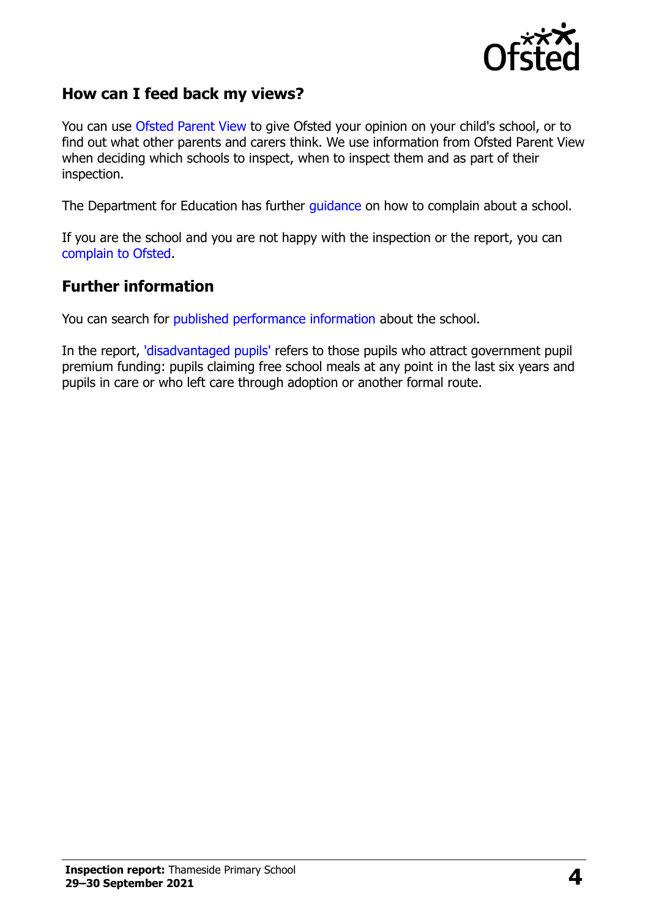## How can I feed back my views?

You can use Ofsted Parent View to give Ofsted your opinion on your child's school, or to find out what other parents and carers think. We use information from Ofsted Parent View when deciding which schools to inspect, when to inspect them and as part of their inspection.

The Department for Education has further guidance on how to complain about a school.

If you are the school and you are not happy with the inspection or the report, you can complain to Ofsted.

## Further information

You can search for published performance information about the school.

In the report, 'disadvantaged pupils' refers to those pupils who attract government pupil premium funding: pupils claiming free school meals at any point in the last six years and pupils in care or who left care through adoption or another formal route.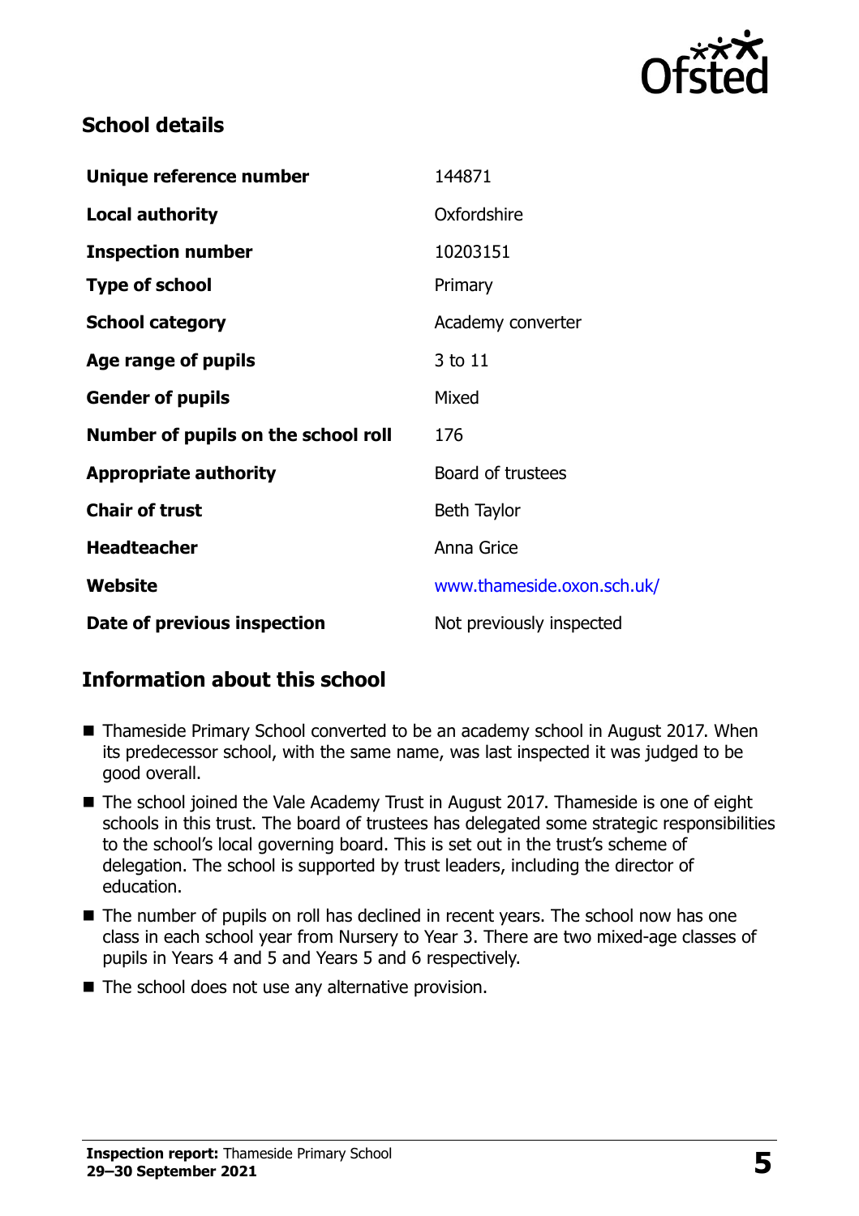## School details

| | |
|---|---|
| **Unique reference number** | 144871 |
| **Local authority** | Oxfordshire |
| **Inspection number** | 10203151 |
| **Type of school** | Primary |
| **School category** | Academy converter |
| **Age range of pupils** | 3 to 11 |
| **Gender of pupils** | Mixed |
| **Number of pupils on the school roll** | 176 |
| **Appropriate authority** | Board of trustees |
| **Chair of trust** | Beth Taylor |
| **Headteacher** | Anna Grice |
| **Website** | www.thameside.oxon.sch.uk/ |
| **Date of previous inspection** | Not previously inspected |

## Information about this school

- Thameside Primary School converted to be an academy school in August 2017. When its predecessor school, with the same name, was last inspected it was judged to be good overall.
- The school joined the Vale Academy Trust in August 2017. Thameside is one of eight schools in this trust. The board of trustees has delegated some strategic responsibilities to the school's local governing board. This is set out in the trust's scheme of delegation. The school is supported by trust leaders, including the director of education.
- The number of pupils on roll has declined in recent years. The school now has one class in each school year from Nursery to Year 3. There are two mixed-age classes of pupils in Years 4 and 5 and Years 5 and 6 respectively.
- The school does not use any alternative provision.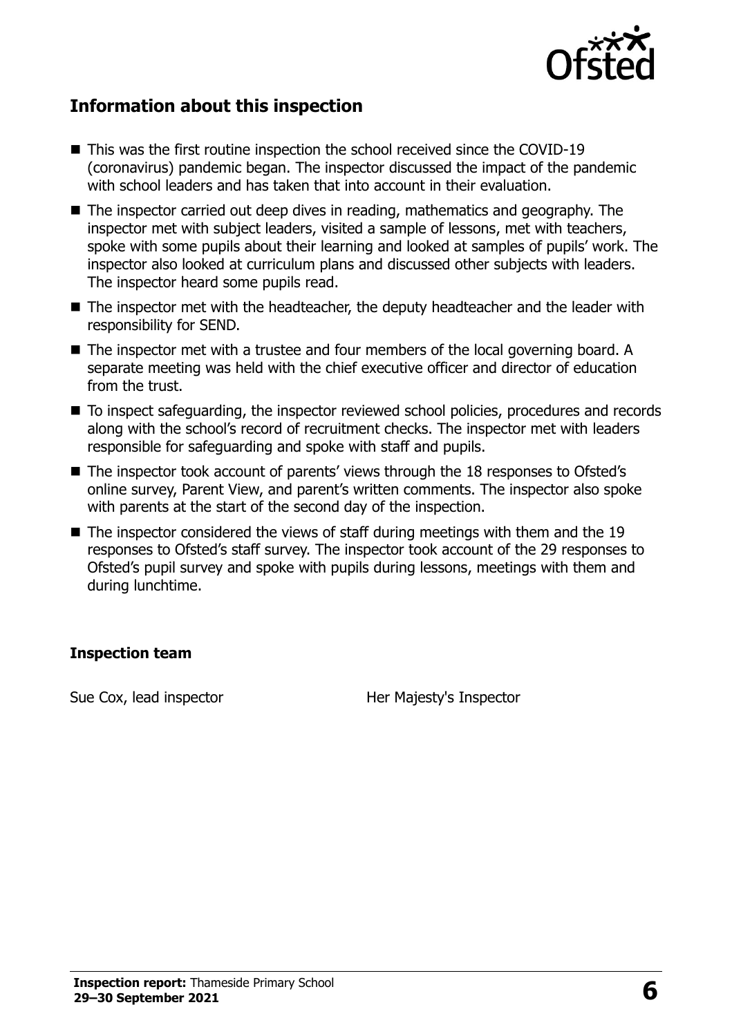## Information about this inspection

- This was the first routine inspection the school received since the COVID-19 (coronavirus) pandemic began. The inspector discussed the impact of the pandemic with school leaders and has taken that into account in their evaluation.
- The inspector carried out deep dives in reading, mathematics and geography. The inspector met with subject leaders, visited a sample of lessons, met with teachers, spoke with some pupils about their learning and looked at samples of pupils' work. The inspector also looked at curriculum plans and discussed other subjects with leaders. The inspector heard some pupils read.
- The inspector met with the headteacher, the deputy headteacher and the leader with responsibility for SEND.
- The inspector met with a trustee and four members of the local governing board. A separate meeting was held with the chief executive officer and director of education from the trust.
- To inspect safeguarding, the inspector reviewed school policies, procedures and records along with the school's record of recruitment checks. The inspector met with leaders responsible for safeguarding and spoke with staff and pupils.
- The inspector took account of parents' views through the 18 responses to Ofsted's online survey, Parent View, and parent's written comments. The inspector also spoke with parents at the start of the second day of the inspection.
- The inspector considered the views of staff during meetings with them and the 19 responses to Ofsted's staff survey. The inspector took account of the 29 responses to Ofsted's pupil survey and spoke with pupils during lessons, meetings with them and during lunchtime.

### Inspection team

| | |
|---|---|
| Sue Cox, lead inspector | Her Majesty's Inspector |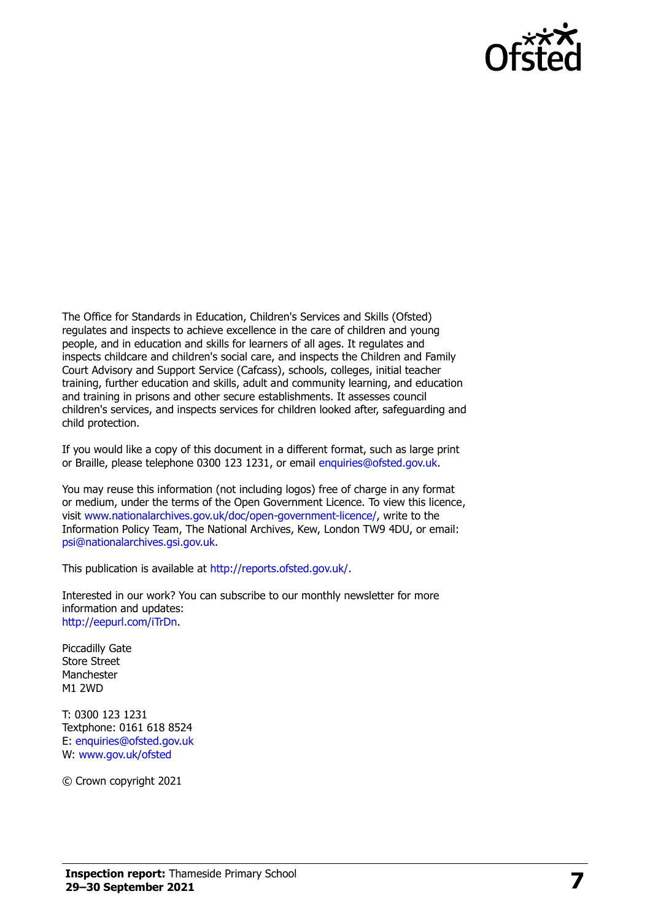The Office for Standards in Education, Children's Services and Skills (Ofsted) regulates and inspects to achieve excellence in the care of children and young people, and in education and skills for learners of all ages. It regulates and inspects childcare and children's social care, and inspects the Children and Family Court Advisory and Support Service (Cafcass), schools, colleges, initial teacher training, further education and skills, adult and community learning, and education and training in prisons and other secure establishments. It assesses council children's services, and inspects services for children looked after, safeguarding and child protection.

If you would like a copy of this document in a different format, such as large print or Braille, please telephone 0300 123 1231, or email enquiries@ofsted.gov.uk.

You may reuse this information (not including logos) free of charge in any format or medium, under the terms of the Open Government Licence. To view this licence, visit www.nationalarchives.gov.uk/doc/open-government-licence/, write to the Information Policy Team, The National Archives, Kew, London TW9 4DU, or email: psi@nationalarchives.gsi.gov.uk.

This publication is available at http://reports.ofsted.gov.uk/.

Interested in our work? You can subscribe to our monthly newsletter for more information and updates:
http://eepurl.com/iTrDn.

Piccadilly Gate
Store Street
Manchester
M1 2WD

T: 0300 123 1231
Textphone: 0161 618 8524
E: enquiries@ofsted.gov.uk
W: www.gov.uk/ofsted

© Crown copyright 2021